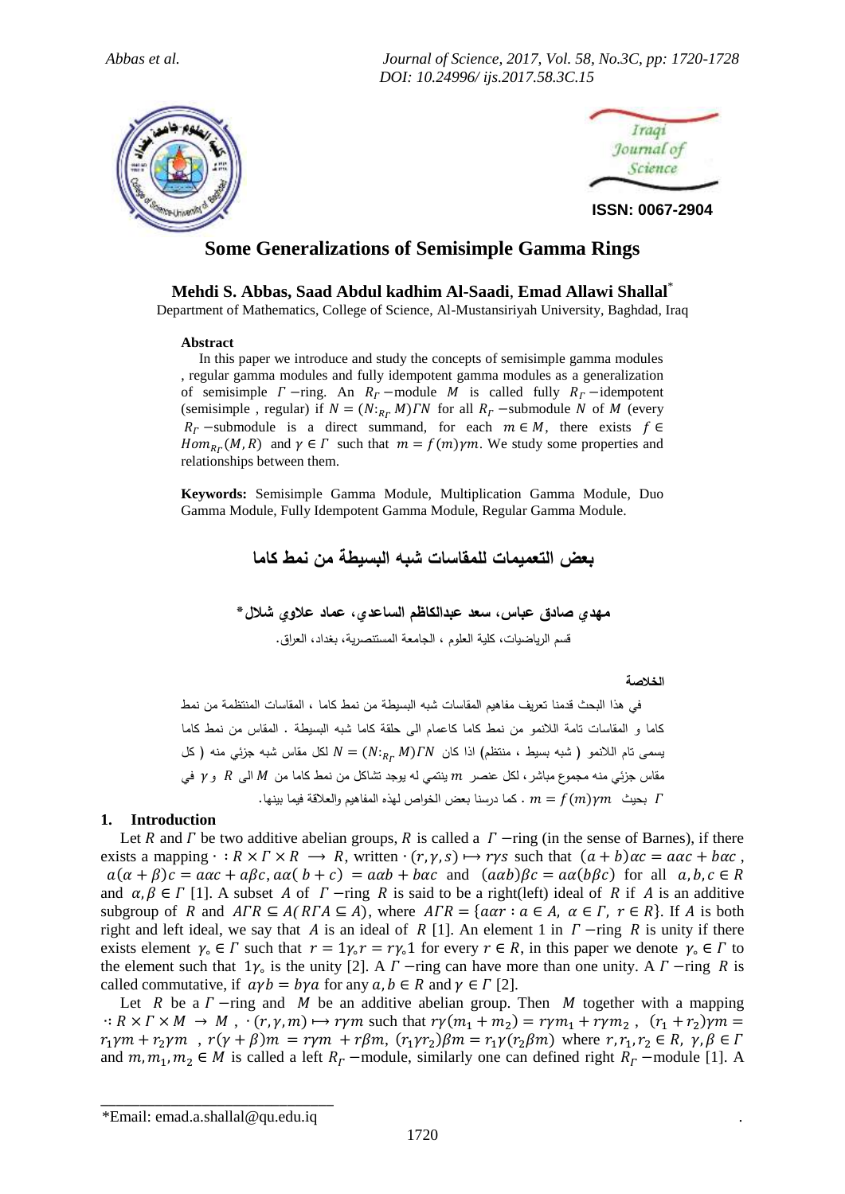ISSN: 0067-2904

# Some Generalizations of Semisimple Gamma Rings

**Mehdi S. Abbas, Saad Abdul kadhim Al-Saadi, Emad Allawi Shallal[*]**

Department of Mathematics, College of Science, Al-Mustansiriyah University, Baghdad, Iraq

**Abstract**

In this paper we introduce and study the concepts of semisimple gamma modules , regular gamma modules and fully idempotent gamma modules as a generalization of semisimple $\Gamma$ −ring. An $R_\Gamma$ −module $M$ is called fully $R_\Gamma$ −idempotent (semisimple , regular) if $N = (N:_{R_\Gamma} M)\Gamma N$ for all $R_\Gamma$ −submodule $N$ of $M$ (every $R_\Gamma$ −submodule is a direct summand, for each $m \in M$, there exists $f \in Hom_{R_\Gamma}(M,R)$ and $\gamma \in \Gamma$ such that $m = f(m)\gamma m$. We study some properties and relationships between them.

**Keywords:** Semisimple Gamma Module, Multiplication Gamma Module, Duo Gamma Module, Fully Idempotent Gamma Module, Regular Gamma Module.

# بعض التعميمات للمقاسات شبه البسيطة من نمط كاما

**مهدي صادق عباس، سعد عبدالكاظم الساعدي، عماد علاوي شلال***

قسم الرياضيات، كلية العلوم ، الجامعة المستنصرية، بغداد، العراق.

**الخلاصة**

في هذا البحث قدمنا تعريف مفاهيم المقاسات شبه البسيطة من نمط كاما ، المقاسات المنتظمة من نمط كاما و المقاسات تامة اللانمو من نمط كاما كاعمام الى حلقة كاما شبه البسيطة . المقاس من نمط كاما يسمى تام اللانمو ( شبه بسيط ، منتظم) اذا كان $N = (N:_{R_\Gamma} M)\Gamma N$ لكل مقاس شبه جزئي منه ( كل مقاس جزئي منه مجموع مباشر، لكل عنصر $m$ ينتمي له يوجد تشاكل من نمط كاما من $M$ الى $R$ و $\gamma$ في $\Gamma$ بحيث $m = f(m)\gamma m$ . كما درسنا بعض الخواص لهذه المفاهيم والعلاقة فيما بينها.

## 1. Introduction

Let $R$ and $\Gamma$ be two additive abelian groups, $R$ is called a $\Gamma$ −ring (in the sense of Barnes), if there exists a mapping $\cdot : R \times \Gamma \times R \longrightarrow R$, written $\cdot (r,\gamma,s) \mapsto r\gamma s$ such that $(a+b)\alpha c = a\alpha c + b\alpha c$ , $a(\alpha+\beta)c = a\alpha c + a\beta c, a\alpha(b+c) = a\alpha b + b\alpha c$ and $(a\alpha b)\beta c = a\alpha(b\beta c)$ for all $a,b,c \in R$ and $\alpha,\beta \in \Gamma$ [1]. A subset $A$ of $\Gamma$ −ring $R$ is said to be a right(left) ideal of $R$ if $A$ is an additive subgroup of $R$ and $A\Gamma R \subseteq A(R\Gamma A \subseteq A)$, where $A\Gamma R = \{a\alpha r : a \in A, \alpha \in \Gamma, r \in R\}$. If $A$ is both right and left ideal, we say that $A$ is an ideal of $R$ [1]. An element 1 in $\Gamma$ −ring $R$ is unity if there exists element $\gamma_\circ \in \Gamma$ such that $r = 1\gamma_\circ r = r\gamma_\circ 1$ for every $r \in R$, in this paper we denote $\gamma_\circ \in \Gamma$ to the element such that $1\gamma_\circ$ is the unity [2]. A $\Gamma$ −ring can have more than one unity. A $\Gamma$ −ring $R$ is called commutative, if $a\gamma b = b\gamma a$ for any $a,b \in R$ and $\gamma \in \Gamma$ [2].

Let $R$ be a $\Gamma$ −ring and $M$ be an additive abelian group. Then $M$ together with a mapping $\cdot : R \times \Gamma \times M \to M$ , $\cdot (r,\gamma,m) \mapsto r\gamma m$ such that $r\gamma(m_1+m_2) = r\gamma m_1 + r\gamma m_2$ , $(r_1+r_2)\gamma m = r_1\gamma m + r_2\gamma m$ , $r(\gamma+\beta)m = r\gamma m + r\beta m$, $(r_1\gamma r_2)\beta m = r_1\gamma(r_2\beta m)$ where $r,r_1,r_2 \in R$, $\gamma,\beta \in \Gamma$ and $m,m_1,m_2 \in M$ is called a left $R_\Gamma$ −module, similarly one can defined right $R_\Gamma$ −module [1]. A

*Email: emad.a.shallal@qu.edu.iq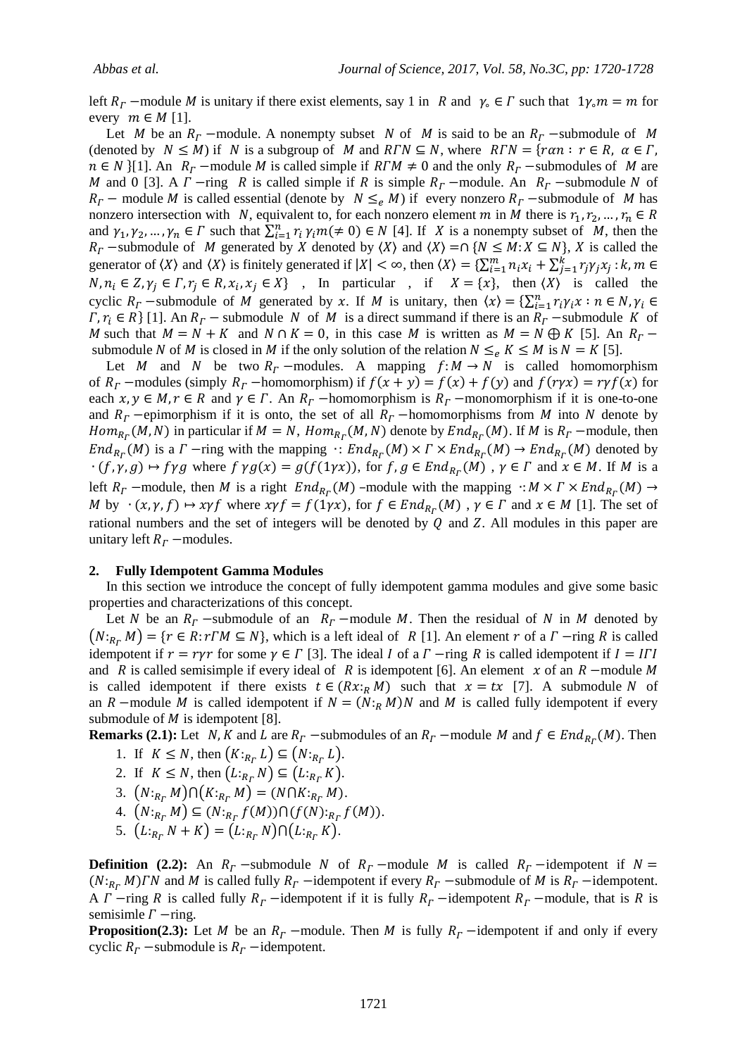left $R_\Gamma$ −module $M$ is unitary if there exist elements, say 1 in $R$ and $\gamma_\circ \in \Gamma$ such that $1\gamma_\circ m = m$ for every $m \in M$ [1].

Let $M$ be an $R_\Gamma$ −module. A nonempty subset $N$ of $M$ is said to be an $R_\Gamma$ −submodule of $M$ (denoted by $N \leq M$) if $N$ is a subgroup of $M$ and $R\Gamma N \subseteq N$, where $R\Gamma N = \{r\alpha n : r \in R, \alpha \in \Gamma, n \in N\}$[1]. An $R_\Gamma$ −module $M$ is called simple if $R\Gamma M \neq 0$ and the only $R_\Gamma$ −submodules of $M$ are $M$ and 0 [3]. A $\Gamma$ −ring $R$ is called simple if $R$ is simple $R_\Gamma$ −module. An $R_\Gamma$ −submodule $N$ of $R_\Gamma$ − module $M$ is called essential (denote by $N \leq_e M$) if every nonzero $R_\Gamma$ −submodule of $M$ has nonzero intersection with $N$, equivalent to, for each nonzero element $m$ in $M$ there is $r_1, r_2, \dots, r_n \in R$ and $\gamma_1, \gamma_2, \dots, \gamma_n \in \Gamma$ such that $\sum_{i=1}^{n} r_i \gamma_i m (\neq 0) \in N$ [4]. If $X$ is a nonempty subset of $M$, then the $R_\Gamma$ −submodule of $M$ generated by $X$ denoted by $\langle X \rangle$ and $\langle X \rangle = \cap \{N \leq M : X \subseteq N\}$, $X$ is called the generator of $\langle X \rangle$ and $\langle X \rangle$ is finitely generated if $|X| < \infty$, then $\langle X \rangle = \{\sum_{i=1}^{m} n_i x_i + \sum_{j=1}^{k} r_j \gamma_j x_j : k, m \in N, n_i \in Z, \gamma_j \in \Gamma, r_j \in R, x_i, x_j \in X\}$ , In particular , if $X = \{x\}$, then $\langle X \rangle$ is called the cyclic $R_\Gamma$ −submodule of $M$ generated by $x$. If $M$ is unitary, then $\langle x \rangle = \{\sum_{i=1}^{n} r_i \gamma_i x : n \in N, \gamma_i \in \Gamma, r_i \in R\}$ [1]. An $R_\Gamma$ − submodule $N$ of $M$ is a direct summand if there is an $R_\Gamma$ −submodule $K$ of $M$ such that $M = N + K$ and $N \cap K = 0$, in this case $M$ is written as $M = N \oplus K$ [5]. An $R_\Gamma$ − submodule $N$ of $M$ is closed in $M$ if the only solution of the relation $N \leq_e K \leq M$ is $N = K$ [5].

Let $M$ and $N$ be two $R_\Gamma$ −modules. A mapping $f: M \to N$ is called homomorphism of $R_\Gamma$ −modules (simply $R_\Gamma$ −homomorphism) if $f(x + y) = f(x) + f(y)$ and $f(r\gamma x) = r\gamma f(x)$ for each $x, y \in M, r \in R$ and $\gamma \in \Gamma$. An $R_\Gamma$ −homomorphism is $R_\Gamma$ −monomorphism if it is one-to-one and $R_\Gamma$ −epimorphism if it is onto, the set of all $R_\Gamma$ −homomorphisms from $M$ into $N$ denote by $Hom_{R_\Gamma}(M, N)$ in particular if $M = N$, $Hom_{R_\Gamma}(M, N)$ denote by $End_{R_\Gamma}(M)$. If $M$ is $R_\Gamma$ −module, then $End_{R_\Gamma}(M)$ is a $\Gamma$ −ring with the mapping $\cdot: End_{R_\Gamma}(M) \times \Gamma \times End_{R_\Gamma}(M) \to End_{R_\Gamma}(M)$ denoted by $\cdot(f, \gamma, g) \mapsto f\gamma g$ where $f\gamma g(x) = g(f(1\gamma x))$, for $f, g \in End_{R_\Gamma}(M)$ , $\gamma \in \Gamma$ and $x \in M$. If $M$ is a left $R_\Gamma$ −module, then $M$ is a right $End_{R_\Gamma}(M)$ –module with the mapping $\cdot: M \times \Gamma \times End_{R_\Gamma}(M) \to M$ by $\cdot(x, \gamma, f) \mapsto x\gamma f$ where $x\gamma f = f(1\gamma x)$, for $f \in End_{R_\Gamma}(M)$ , $\gamma \in \Gamma$ and $x \in M$ [1]. The set of rational numbers and the set of integers will be denoted by $Q$ and $Z$. All modules in this paper are unitary left $R_\Gamma$ −modules.

## 2. Fully Idempotent Gamma Modules

In this section we introduce the concept of fully idempotent gamma modules and give some basic properties and characterizations of this concept.

Let $N$ be an $R_\Gamma$ −submodule of an $R_\Gamma$ −module $M$. Then the residual of $N$ in $M$ denoted by $(N:_{R_\Gamma} M) = \{r \in R: r\Gamma M \subseteq N\}$, which is a left ideal of $R$ [1]. An element $r$ of a $\Gamma$ −ring $R$ is called idempotent if $r = r\gamma r$ for some $\gamma \in \Gamma$ [3]. The ideal $I$ of a $\Gamma$ −ring $R$ is called idempotent if $I = I\Gamma I$ and $R$ is called semisimple if every ideal of $R$ is idempotent [6]. An element $x$ of an $R$ −module $M$ is called idempotent if there exists $t \in (Rx:_R M)$ such that $x = tx$ [7]. A submodule $N$ of an $R$ −module $M$ is called idempotent if $N = (N:_R M)N$ and $M$ is called fully idempotent if every submodule of $M$ is idempotent [8].

**Remarks (2.1):** Let $N, K$ and $L$ are $R_\Gamma$ −submodules of an $R_\Gamma$ −module $M$ and $f \in End_{R_\Gamma}(M)$. Then

1. If $K \leq N$, then $(K:_{R_\Gamma} L) \subseteq (N:_{R_\Gamma} L)$.
2. If $K \leq N$, then $(L:_{R_\Gamma} N) \subseteq (L:_{R_\Gamma} K)$.
3. $(N:_{R_\Gamma} M) \cap (K:_{R_\Gamma} M) = (N \cap K:_{R_\Gamma} M)$.
4. $(N:_{R_\Gamma} M) \subseteq (N:_{R_\Gamma} f(M)) \cap (f(N):_{R_\Gamma} f(M))$.
5. $(L:_{R_\Gamma} N + K) = (L:_{R_\Gamma} N) \cap (L:_{R_\Gamma} K)$.

**Definition (2.2):** An $R_\Gamma$ −submodule $N$ of $R_\Gamma$ −module $M$ is called $R_\Gamma$ −idempotent if $N = (N:_{R_\Gamma} M)\Gamma N$ and $M$ is called fully $R_\Gamma$ −idempotent if every $R_\Gamma$ −submodule of $M$ is $R_\Gamma$ −idempotent. A $\Gamma$ −ring $R$ is called fully $R_\Gamma$ −idempotent if it is fully $R_\Gamma$ −idempotent $R_\Gamma$ −module, that is $R$ is semisimle $\Gamma$ −ring.

**Proposition(2.3):** Let $M$ be an $R_\Gamma$ −module. Then $M$ is fully $R_\Gamma$ −idempotent if and only if every cyclic $R_\Gamma$ −submodule is $R_\Gamma$ −idempotent.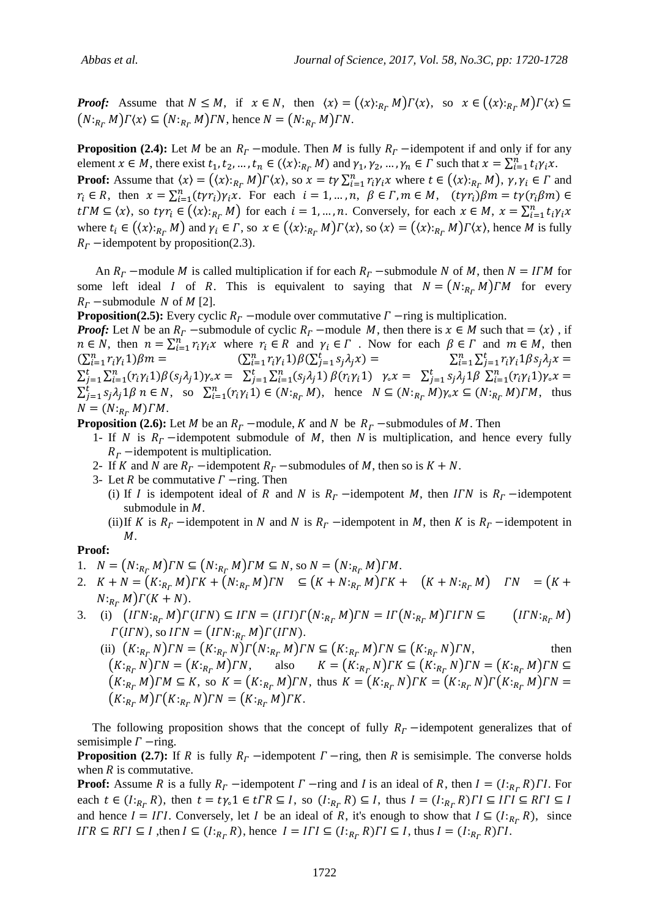***Proof:*** Assume that $N \leq M$, if $x \in N$, then $\langle x\rangle = \left(\langle x\rangle :_{R_\Gamma} M\right)\Gamma\langle x\rangle$, so $x \in \left(\langle x\rangle :_{R_\Gamma} M\right)\Gamma\langle x\rangle \subseteq \left(N :_{R_\Gamma} M\right)\Gamma\langle x\rangle \subseteq \left(N :_{R_\Gamma} M\right)\Gamma N$, hence $N = \left(N :_{R_\Gamma} M\right)\Gamma N$.

**Proposition (2.4):** Let $M$ be an $R_\Gamma$ −module. Then $M$ is fully $R_\Gamma$ −idempotent if and only if for any element $x \in M$, there exist $t_1, t_2, \dots, t_n \in (\langle x\rangle :_{R_\Gamma} M)$ and $\gamma_1, \gamma_2, \dots, \gamma_n \in \Gamma$ such that $x = \sum_{i=1}^{n} t_i\gamma_i x$.

**Proof:** Assume that $\langle x\rangle = \left(\langle x\rangle :_{R_\Gamma} M\right)\Gamma\langle x\rangle$, so $x = t\gamma\sum_{i=1}^{n} r_i\gamma_i x$ where $t \in \left(\langle x\rangle :_{R_\Gamma} M\right)$, $\gamma, \gamma_i \in \Gamma$ and $r_i \in R$, then $x = \sum_{i=1}^{n}(t\gamma r_i)\gamma_i x$. For each $i = 1, \dots, n$, $\beta \in \Gamma, m \in M$, $(t\gamma r_i)\beta m = t\gamma(r_i\beta m) \in t\Gamma M \subseteq \langle x\rangle$, so $t\gamma r_i \in \left(\langle x\rangle :_{R_\Gamma} M\right)$ for each $i = 1, \dots, n$. Conversely, for each $x \in M$, $x = \sum_{i=1}^{n} t_i\gamma_i x$ where $t_i \in \left(\langle x\rangle :_{R_\Gamma} M\right)$ and $\gamma_i \in \Gamma$, so $x \in \left(\langle x\rangle :_{R_\Gamma} M\right)\Gamma\langle x\rangle$, so $\langle x\rangle = \left(\langle x\rangle :_{R_\Gamma} M\right)\Gamma\langle x\rangle$, hence $M$ is fully $R_\Gamma$ −idempotent by proposition(2.3).

An $R_\Gamma$ −module $M$ is called multiplication if for each $R_\Gamma$ −submodule $N$ of $M$, then $N = I\Gamma M$ for some left ideal $I$ of $R$. This is equivalent to saying that $N = \left(N :_{R_\Gamma} M\right)\Gamma M$ for every $R_\Gamma$ −submodule $N$ of $M$ [2].

**Proposition(2.5):** Every cyclic $R_\Gamma$ −module over commutative $\Gamma$ −ring is multiplication.

***Proof:*** Let $N$ be an $R_\Gamma$ −submodule of cyclic $R_\Gamma$ −module $M$, then there is $x \in M$ such that $= \langle x\rangle$ , if $n \in N$, then $n = \sum_{i=1}^{n} r_i\gamma_i x$ where $r_i \in R$ and $\gamma_i \in \Gamma$ . Now for each $\beta \in \Gamma$ and $m \in M$, then $(\sum_{i=1}^{n} r_i\gamma_i 1)\beta m = (\sum_{i=1}^{n} r_i\gamma_i 1)\beta(\sum_{j=1}^{t} s_j\lambda_j x) = \sum_{i=1}^{n}\sum_{j=1}^{t} r_i\gamma_i 1\beta s_j\lambda_j x = \sum_{j=1}^{t}\sum_{i=1}^{n}(r_i\gamma_i 1)\beta(s_j\lambda_j 1)\gamma_\circ x = \sum_{j=1}^{t}\sum_{i=1}^{n}(s_j\lambda_j 1)\,\beta(r_i\gamma_i 1)\;\;\gamma_\circ x = \sum_{j=1}^{t} s_j\lambda_j 1\beta\,\sum_{i=1}^{n}(r_i\gamma_i 1)\gamma_\circ x = \sum_{j=1}^{t} s_j\lambda_j 1\beta\, n \in N$, so $\sum_{i=1}^{n}(r_i\gamma_i 1) \in (N :_{R_\Gamma} M)$, hence $N \subseteq (N :_{R_\Gamma} M)\gamma_\circ x \subseteq (N :_{R_\Gamma} M)\Gamma M$, thus $N = (N :_{R_\Gamma} M)\Gamma M$.

**Proposition (2.6):** Let $M$ be an $R_\Gamma$ −module, $K$ and $N$ be $R_\Gamma$ −submodules of $M$. Then

1- If $N$ is $R_\Gamma$ −idempotent submodule of $M$, then $N$ is multiplication, and hence every fully $R_\Gamma$ −idempotent is multiplication.

2- If $K$ and $N$ are $R_\Gamma$ −idempotent $R_\Gamma$ −submodules of $M$, then so is $K + N$.

3- Let $R$ be commutative $\Gamma$ −ring. Then

   (i) If $I$ is idempotent ideal of $R$ and $N$ is $R_\Gamma$ −idempotent $M$, then $I\Gamma N$ is $R_\Gamma$ −idempotent submodule in $M$.

   (ii) If $K$ is $R_\Gamma$ −idempotent in $N$ and $N$ is $R_\Gamma$ −idempotent in $M$, then $K$ is $R_\Gamma$ −idempotent in $M$.

**Proof:**

1. $N = \left(N :_{R_\Gamma} M\right)\Gamma N \subseteq \left(N :_{R_\Gamma} M\right)\Gamma M \subseteq N$, so $N = \left(N :_{R_\Gamma} M\right)\Gamma M$.

2. $K + N = \left(K :_{R_\Gamma} M\right)\Gamma K + \left(N :_{R_\Gamma} M\right)\Gamma N \subseteq \left(K + N :_{R_\Gamma} M\right)\Gamma K + \left(K + N :_{R_\Gamma} M\right)\Gamma N = \left(K + N :_{R_\Gamma} M\right)\Gamma(K + N)$.

3. (i) $\left(I\Gamma N :_{R_\Gamma} M\right)\Gamma(I\Gamma N) \subseteq I\Gamma N = (I\Gamma I)\Gamma\left(N :_{R_\Gamma} M\right)\Gamma N = I\Gamma\left(N :_{R_\Gamma} M\right)\Gamma I\Gamma N \subseteq \left(I\Gamma N :_{R_\Gamma} M\right)\Gamma(I\Gamma N)$, so $I\Gamma N = \left(I\Gamma N :_{R_\Gamma} M\right)\Gamma(I\Gamma N)$.

   (ii) $\left(K :_{R_\Gamma} N\right)\Gamma N = \left(K :_{R_\Gamma} N\right)\Gamma\left(N :_{R_\Gamma} M\right)\Gamma N \subseteq \left(K :_{R_\Gamma} M\right)\Gamma N \subseteq \left(K :_{R_\Gamma} N\right)\Gamma N$, then $\left(K :_{R_\Gamma} N\right)\Gamma N = \left(K :_{R_\Gamma} M\right)\Gamma N$, also $K = \left(K :_{R_\Gamma} N\right)\Gamma K \subseteq \left(K :_{R_\Gamma} N\right)\Gamma N = \left(K :_{R_\Gamma} M\right)\Gamma N \subseteq \left(K :_{R_\Gamma} M\right)\Gamma M \subseteq K$, so $K = \left(K :_{R_\Gamma} M\right)\Gamma N$, thus $K = \left(K :_{R_\Gamma} N\right)\Gamma K = \left(K :_{R_\Gamma} N\right)\Gamma\left(K :_{R_\Gamma} M\right)\Gamma N = \left(K :_{R_\Gamma} M\right)\Gamma\left(K :_{R_\Gamma} N\right)\Gamma N = \left(K :_{R_\Gamma} M\right)\Gamma K$.

The following proposition shows that the concept of fully $R_\Gamma$ −idempotent generalizes that of semisimple $\Gamma$ −ring.

**Proposition (2.7):** If $R$ is fully $R_\Gamma$ −idempotent $\Gamma$ −ring, then $R$ is semisimple. The converse holds when $R$ is commutative.

**Proof:** Assume $R$ is a fully $R_\Gamma$ −idempotent $\Gamma$ −ring and $I$ is an ideal of $R$, then $I = (I :_{R_\Gamma} R)\Gamma I$. For each $t \in (I :_{R_\Gamma} R)$, then $t = t\gamma_\circ 1 \in t\Gamma R \subseteq I$, so $(I :_{R_\Gamma} R) \subseteq I$, thus $I = (I :_{R_\Gamma} R)\Gamma I \subseteq I\Gamma I \subseteq R\Gamma I \subseteq I$ and hence $I = I\Gamma I$. Conversely, let $I$ be an ideal of $R$, it's enough to show that $I \subseteq (I :_{R_\Gamma} R)$, since $I\Gamma R \subseteq R\Gamma I \subseteq I$ ,then $I \subseteq (I :_{R_\Gamma} R)$, hence $I = I\Gamma I \subseteq (I :_{R_\Gamma} R)\Gamma I \subseteq I$, thus $I = (I :_{R_\Gamma} R)\Gamma I$.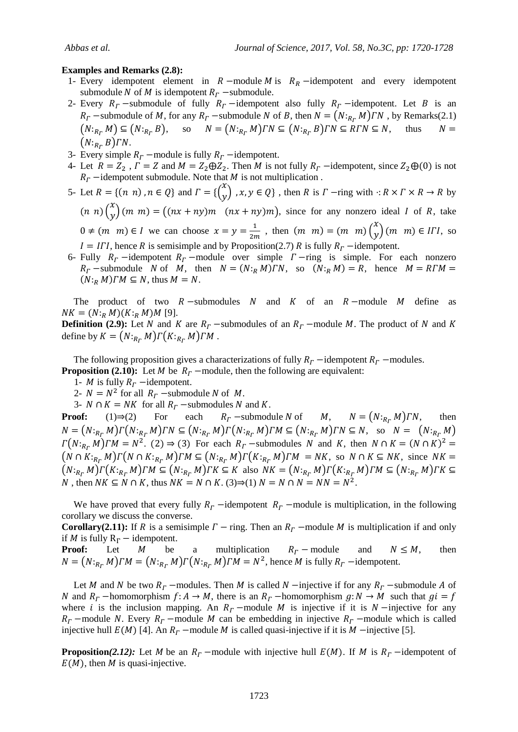**Examples and Remarks (2.8):**

1. Every idempotent element in $R-$module $M$ is $R_R-$idempotent and every idempotent submodule $N$ of $M$ is idempotent $R_\Gamma-$submodule.
2. Every $R_\Gamma-$submodule of fully $R_\Gamma-$idempotent also fully $R_\Gamma-$idempotent. Let $B$ is an $R_\Gamma-$submodule of $M$, for any $R_\Gamma-$submodule $N$ of $B$, then $N=(N:_{R_\Gamma}M)\Gamma N$ , by Remarks(2.1) $(N:_{R_\Gamma}M)\subseteq(N:_{R_\Gamma}B)$, so $N=(N:_{R_\Gamma}M)\Gamma N\subseteq(N:_{R_\Gamma}B)\Gamma N\subseteq R\Gamma N\subseteq N$, thus $N=(N:_{R_\Gamma}B)\Gamma N$.
3. Every simple $R_\Gamma-$module is fully $R_\Gamma-$idempotent.
4. Let $R=Z_2$ , $\Gamma=Z$ and $M=Z_2\oplus Z_2$. Then $M$ is not fully $R_\Gamma-$idempotent, since $Z_2\oplus(0)$ is not $R_\Gamma-$idempotent submodule. Note that $M$ is not multiplication .
5. Let $R=\{(n\ \ n),n\in Q\}$ and $\Gamma=\{\begin{pmatrix}x\\y\end{pmatrix},x,y\in Q\}$ , then $R$ is $\Gamma-$ring with $\cdot:R\times\Gamma\times R\to R$ by $(n\ \ n)\begin{pmatrix}x\\y\end{pmatrix}(m\ \ m)=\big((nx+ny)m\ \ \ (nx+ny)m\big)$, since for any nonzero ideal $I$ of $R$, take $0\neq(m\ \ m)\in I$ we can choose $x=y=\frac{1}{2m}$ , then $(m\ \ m)=(m\ \ m)\begin{pmatrix}x\\y\end{pmatrix}(m\ \ m)\in I\Gamma I$, so $I=I\Gamma I$, hence $R$ is semisimple and by Proposition(2.7) $R$ is fully $R_\Gamma-$idempotent.
6. Fully $R_\Gamma-$idempotent $R_\Gamma-$module over simple $\Gamma-$ring is simple. For each nonzero $R_\Gamma-$submodule $N$ of $M$, then $N=(N:_R M)\Gamma N$, so $(N:_R M)=R$, hence $M=R\Gamma M=(N:_R M)\Gamma M\subseteq N$, thus $M=N$.

The product of two $R-$submodules $N$ and $K$ of an $R-$module $M$ define as $NK=(N:_R M)(K:_R M)M$ [9].

**Definition (2.9):** Let $N$ and $K$ are $R_\Gamma-$submodules of an $R_\Gamma-$module $M$. The product of $N$ and $K$ define by $K=(N:_{R_\Gamma}M)\Gamma(K:_{R_\Gamma}M)\Gamma M$ .

The following proposition gives a characterizations of fully $R_\Gamma-$idempotent $R_\Gamma-$modules.

**Proposition (2.10):** Let $M$ be $R_\Gamma-$module, then the following are equivalent:

1. $M$ is fully $R_\Gamma-$idempotent.
2. $N=N^2$ for all $R_\Gamma-$submodule $N$ of $M$.
3. $N\cap K=NK$ for all $R_\Gamma-$submodules $N$ and $K$.

**Proof:** (1)⇒(2) For each $R_\Gamma-$submodule $N$ of $M$, $N=(N:_{R_\Gamma}M)\Gamma N$, then $N=(N:_{R_\Gamma}M)\Gamma(N:_{R_\Gamma}M)\Gamma N\subseteq(N:_{R_\Gamma}M)\Gamma(N:_{R_\Gamma}M)\Gamma M\subseteq(N:_{R_\Gamma}M)\Gamma N\subseteq N$, so $N=(N:_{R_\Gamma}M)\Gamma(N:_{R_\Gamma}M)\Gamma M=N^2$. (2) ⇒ (3) For each $R_\Gamma-$submodules $N$ and $K$, then $N\cap K=(N\cap K)^2=(N\cap K:_{R_\Gamma}M)\Gamma(N\cap K:_{R_\Gamma}M)\Gamma M\subseteq(N:_{R_\Gamma}M)\Gamma(K:_{R_\Gamma}M)\Gamma M=NK$, so $N\cap K\subseteq NK$, since $NK=(N:_{R_\Gamma}M)\Gamma(K:_{R_\Gamma}M)\Gamma M\subseteq(N:_{R_\Gamma}M)\Gamma K\subseteq K$ also $NK=(N:_{R_\Gamma}M)\Gamma(K:_{R_\Gamma}M)\Gamma M\subseteq(N:_{R_\Gamma}M)\Gamma K\subseteq N$ , then $NK\subseteq N\cap K$, thus $NK=N\cap K$. (3)⇒(1) $N=N\cap N=NN=N^2$.

We have proved that every fully $R_\Gamma-$idempotent $R_\Gamma-$module is multiplication, in the following corollary we discuss the converse.

**Corollary(2.11):** If $R$ is a semisimple $\Gamma-$ ring. Then an $R_\Gamma-$module $M$ is multiplication if and only if $M$ is fully $R_\Gamma-$ idempotent.

**Proof:** Let $M$ be a multiplication $R_\Gamma-$module and $N\leq M$, then $N=(N:_{R_\Gamma}M)\Gamma M=(N:_{R_\Gamma}M)\Gamma(N:_{R_\Gamma}M)\Gamma M=N^2$, hence $M$ is fully $R_\Gamma-$idempotent.

Let $M$ and $N$ be two $R_\Gamma-$modules. Then $M$ is called $N-$injective if for any $R_\Gamma-$submodule $A$ of $N$ and $R_\Gamma-$homomorphism $f:A\to M$, there is an $R_\Gamma-$homomorphism $g:N\to M$ such that $gi=f$ where $i$ is the inclusion mapping. An $R_\Gamma-$module $M$ is injective if it is $N-$injective for any $R_\Gamma-$module $N$. Every $R_\Gamma-$module $M$ can be embedding in injective $R_\Gamma-$module which is called injective hull $E(M)$ [4]. An $R_\Gamma-$module $M$ is called quasi-injective if it is $M-$injective [5].

**Proposition*(2.12):*** Let $M$ be an $R_\Gamma-$module with injective hull $E(M)$. If $M$ is $R_\Gamma-$idempotent of $E(M)$, then $M$ is quasi-injective.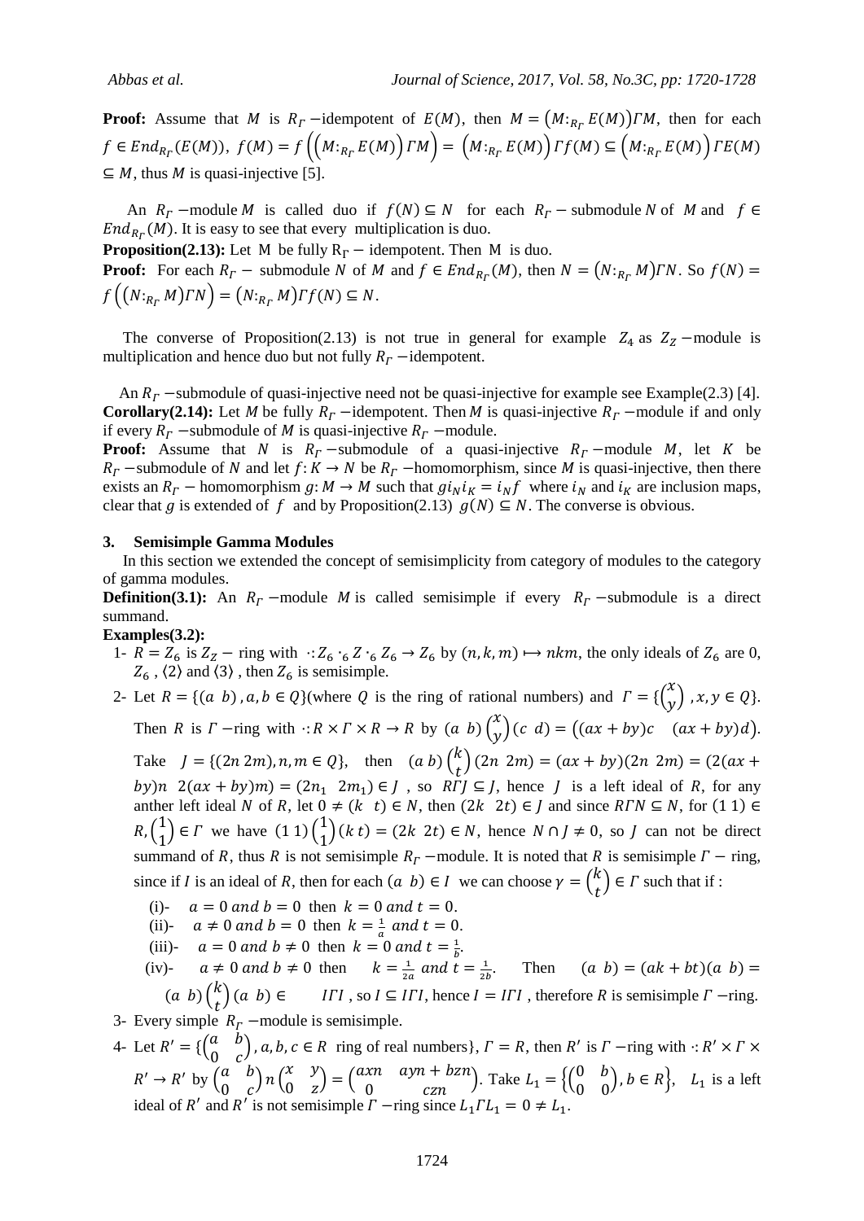**Proof:** Assume that $M$ is $R_\Gamma$ −idempotent of $E(M)$, then $M = \left(M:_{R_\Gamma} E(M)\right)\Gamma M$, then for each $f \in End_{R_\Gamma}(E(M))$, $f(M) = f\left(\left(M:_{R_\Gamma} E(M)\right)\Gamma M\right) = \left(M:_{R_\Gamma} E(M)\right)\Gamma f(M) \subseteq \left(M:_{R_\Gamma} E(M)\right)\Gamma E(M) \subseteq M$, thus $M$ is quasi-injective [5].

An $R_\Gamma$ −module $M$ is called duo if $f(N) \subseteq N$ for each $R_\Gamma$ − submodule $N$ of $M$ and $f \in End_{R_\Gamma}(M)$. It is easy to see that every multiplication is duo.

**Proposition(2.13):** Let M be fully $R_\Gamma$ − idempotent. Then M is duo.

**Proof:** For each $R_\Gamma$ − submodule $N$ of $M$ and $f \in End_{R_\Gamma}(M)$, then $N = \left(N:_{R_\Gamma} M\right)\Gamma N$. So $f(N) = f\left(\left(N:_{R_\Gamma} M\right)\Gamma N\right) = \left(N:_{R_\Gamma} M\right)\Gamma f(N) \subseteq N$.

The converse of Proposition(2.13) is not true in general for example $Z_4$ as $Z_Z$ −module is multiplication and hence duo but not fully $R_\Gamma$ −idempotent.

An $R_\Gamma$ −submodule of quasi-injective need not be quasi-injective for example see Example(2.3) [4].

**Corollary(2.14):** Let $M$ be fully $R_\Gamma$ −idempotent. Then $M$ is quasi-injective $R_\Gamma$ −module if and only if every $R_\Gamma$ −submodule of $M$ is quasi-injective $R_\Gamma$ −module.

**Proof:** Assume that $N$ is $R_\Gamma$ −submodule of a quasi-injective $R_\Gamma$ −module $M$, let $K$ be $R_\Gamma$ −submodule of $N$ and let $f: K \to N$ be $R_\Gamma$ −homomorphism, since $M$ is quasi-injective, then there exists an $R_\Gamma$ − homomorphism $g: M \to M$ such that $g i_N i_K = i_N f$ where $i_N$ and $i_K$ are inclusion maps, clear that $g$ is extended of $f$ and by Proposition(2.13) $g(N) \subseteq N$. The converse is obvious.

## 3. Semisimple Gamma Modules

In this section we extended the concept of semisimplicity from category of modules to the category of gamma modules.

**Definition(3.1):** An $R_\Gamma$ −module $M$ is called semisimple if every $R_\Gamma$ −submodule is a direct summand.

**Examples(3.2):**

1- $R = Z_6$ is $Z_Z$ − ring with $\cdot: Z_6 \cdot_6 Z \cdot_6 Z_6 \to Z_6$ by $(n, k, m) \mapsto nkm$, the only ideals of $Z_6$ are 0, $Z_6$ , $\langle 2\rangle$ and $\langle 3\rangle$ , then $Z_6$ is semisimple.

2- Let $R = \{(a\ \ b), a, b \in Q\}$(where $Q$ is the ring of rational numbers) and $\Gamma = \{\begin{pmatrix} x \\ y \end{pmatrix}, x, y \in Q\}$. Then $R$ is $\Gamma$ −ring with $\cdot: R \times \Gamma \times R \to R$ by $(a\ \ b)\begin{pmatrix} x \\ y \end{pmatrix}(c\ \ d) = \left((ax + by)c \quad (ax + by)d\right)$. Take $J = \{(2n\ 2m), n, m \in Q\}$, then $(a\ b)\begin{pmatrix} k \\ t \end{pmatrix}(2n\ \ 2m) = (ax + by)(2n\ \ 2m) = (2(ax + by)n\ \ 2(ax + by)m) = (2n_1\ \ 2m_1) \in J$ , so $R\Gamma J \subseteq J$, hence $J$ is a left ideal of $R$, for any anther left ideal $N$ of $R$, let $0 \neq (k\ \ t) \in N$, then $(2k\ \ 2t) \in J$ and since $R\Gamma N \subseteq N$, for $(1\ 1) \in R, \begin{pmatrix} 1 \\ 1 \end{pmatrix} \in \Gamma$ we have $(1\ 1)\begin{pmatrix} 1 \\ 1 \end{pmatrix}(k\ t) = (2k\ \ 2t) \in N$, hence $N \cap J \neq 0$, so $J$ can not be direct summand of $R$, thus $R$ is not semisimple $R_\Gamma$ −module. It is noted that $R$ is semisimple $\Gamma$ − ring, since if $I$ is an ideal of $R$, then for each $(a\ \ b) \in I$ we can choose $\gamma = \begin{pmatrix} k \\ t \end{pmatrix} \in \Gamma$ such that if :

(i)- $a = 0$ and $b = 0$ then $k = 0$ and $t = 0$.

(ii)- $a \neq 0$ and $b = 0$ then $k = \frac{1}{a}$ and $t = 0$.

(iii)- $a = 0$ and $b \neq 0$ then $k = 0$ and $t = \frac{1}{b}$.

(iv)- $a \neq 0$ and $b \neq 0$ then $k = \frac{1}{2a}$ and $t = \frac{1}{2b}$. Then $(a\ \ b) = (ak + bt)(a\ \ b) = (a\ \ b)\begin{pmatrix} k \\ t \end{pmatrix}(a\ \ b) \in I\Gamma I$ , so $I \subseteq I\Gamma I$, hence $I = I\Gamma I$ , therefore $R$ is semisimple $\Gamma$ −ring.

3- Every simple $R_\Gamma$ −module is semisimple.

4- Let $R' = \{\begin{pmatrix} a & b \\ 0 & c \end{pmatrix}, a, b, c \in R$ ring of real numbers$\}$, $\Gamma = R$, then $R'$ is $\Gamma$ −ring with $\cdot: R' \times \Gamma \times R' \to R'$ by $\begin{pmatrix} a & b \\ 0 & c \end{pmatrix} n \begin{pmatrix} x & y \\ 0 & z \end{pmatrix} = \begin{pmatrix} axn & ayn + bzn \\ 0 & czn \end{pmatrix}$. Take $L_1 = \left\{\begin{pmatrix} 0 & b \\ 0 & 0 \end{pmatrix}, b \in R\right\}$, $L_1$ is a left ideal of $R'$ and $R'$ is not semisimple $\Gamma$ −ring since $L_1 \Gamma L_1 = 0 \neq L_1$.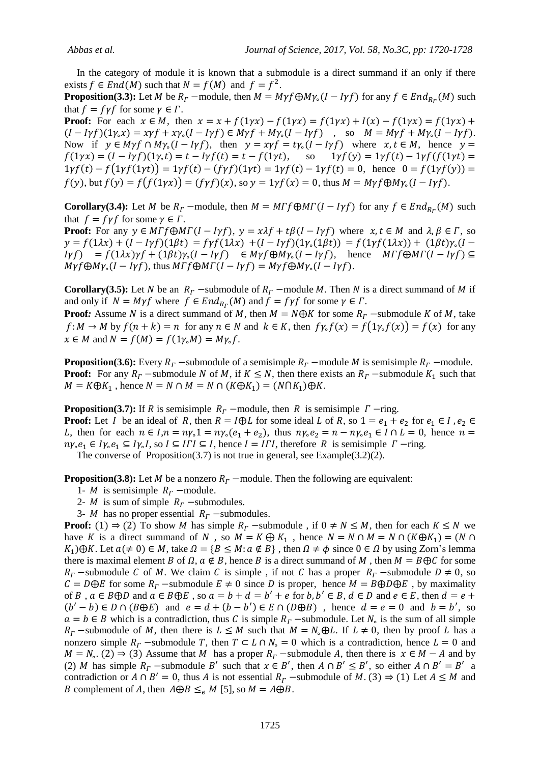In the category of module it is known that a submodule is a direct summand if an only if there exists $f \in End(M)$ such that $N = f(M)$ and $f = f^2$.

**Proposition(3.3):** Let $M$ be $R_\Gamma$ −module, then $M = M\gamma f \oplus M\gamma_\circ(I - I\gamma f)$ for any $f \in End_{R_\Gamma}(M)$ such that $f = f\gamma f$ for some $\gamma \in \Gamma$.

**Proof:** For each $x \in M$, then $x = x + f(1\gamma x) - f(1\gamma x) = f(1\gamma x) + I(x) - f(1\gamma x) = f(1\gamma x) + (I - I\gamma f)(1\gamma_\circ x) = x\gamma f + x\gamma_\circ(I - I\gamma f) \in M\gamma f + M\gamma_\circ(I - I\gamma f)$ , so $M = M\gamma f + M\gamma_\circ(I - I\gamma f)$. Now if $y \in M\gamma f \cap M\gamma_\circ(I - I\gamma f)$, then $y = x\gamma f = t\gamma_\circ(I - I\gamma f)$ where $x, t \in M$, hence $y = f(1\gamma x) = (I - I\gamma f)(1\gamma_\circ t) = t - I\gamma f(t) = t - f(1\gamma t)$, so $1\gamma f(y) = 1\gamma f(t) - 1\gamma f(f(1\gamma t)) = 1\gamma f(t) - f\big(1\gamma f(1\gamma t)\big) = 1\gamma f(t) - (f\gamma f)(1\gamma t) = 1\gamma f(t) - 1\gamma f(t) = 0$, hence $0 = f(1\gamma f(y)) = f(y)$, but $f(y) = f\big(f(1\gamma x)\big) = (f\gamma f)(x)$, so $y = 1\gamma f(x) = 0$, thus $M = M\gamma f \oplus M\gamma_\circ(I - I\gamma f)$.

**Corollary(3.4):** Let $M$ be $R_\Gamma$ −module, then $M = M\Gamma f \oplus M\Gamma(I - I\gamma f)$ for any $f \in End_{R_\Gamma}(M)$ such that $f = f\gamma f$ for some $\gamma \in \Gamma$.

**Proof:** For any $y \in M\Gamma f \oplus M\Gamma(I - I\gamma f)$, $y = x\lambda f + t\beta(I - I\gamma f)$ where $x, t \in M$ and $\lambda, \beta \in \Gamma$, so $y = f(1\lambda x) + (I - I\gamma f)(1\beta t) = f\gamma f(1\lambda x) + (I - I\gamma f)(1\gamma_\circ(1\beta t)) = f(1\gamma f(1\lambda x)) + (1\beta t)\gamma_\circ(I - I\gamma f) = f(1\lambda x)\gamma f + (1\beta t)\gamma_\circ(I - I\gamma f) \in M\gamma f \oplus M\gamma_\circ(I - I\gamma f)$, hence $M\Gamma f \oplus M\Gamma(I - I\gamma f) \subseteq M\gamma f \oplus M\gamma_\circ(I - I\gamma f)$, thus $M\Gamma f \oplus M\Gamma(I - I\gamma f) = M\gamma f \oplus M\gamma_\circ(I - I\gamma f)$.

**Corollary(3.5):** Let $N$ be an $R_\Gamma$ −submodule of $R_\Gamma$ −module $M$. Then $N$ is a direct summand of $M$ if and only if $N = M\gamma f$ where $f \in End_{R_\Gamma}(M)$ and $f = f\gamma f$ for some $\gamma \in \Gamma$.

**Proof:** Assume $N$ is a direct summand of $M$, then $M = N \oplus K$ for some $R_\Gamma$ −submodule $K$ of $M$, take $f: M \to M$ by $f(n + k) = n$ for any $n \in N$ and $k \in K$, then $f\gamma_\circ f(x) = f\big(1\gamma_\circ f(x)\big) = f(x)$ for any $x \in M$ and $N = f(M) = f(1\gamma_\circ M) = M\gamma_\circ f$.

**Proposition(3.6):** Every $R_\Gamma$ −submodule of a semisimple $R_\Gamma$ −module $M$ is semisimple $R_\Gamma$ −module.

**Proof:** For any $R_\Gamma$ −submodule $N$ of $M$, if $K \le N$, then there exists an $R_\Gamma$ −submodule $K_1$ such that $M = K \oplus K_1$ , hence $N = N \cap M = N \cap (K \oplus K_1) = (N \cap K_1) \oplus K$.

**Proposition(3.7):** If $R$ is semisimple $R_\Gamma$ −module, then $R$ is semisimple $\Gamma$ −ring.

**Proof:** Let $I$ be an ideal of $R$, then $R = I \oplus L$ for some ideal $L$ of $R$, so $1 = e_1 + e_2$ for $e_1 \in I$ , $e_2 \in L$, then for each $n \in I$, $n = n\gamma_\circ 1 = n\gamma_\circ(e_1 + e_2)$, thus $n\gamma_\circ e_2 = n - n\gamma_\circ e_1 \in I \cap L = 0$, hence $n = n\gamma_\circ e_1 \in I\gamma_\circ e_1 \subseteq I\gamma_\circ I$, so $I \subseteq I\Gamma I \subseteq I$, hence $I = I\Gamma I$, therefore $R$ is semisimple $\Gamma$ −ring.

The converse of Proposition(3.7) is not true in general, see Example(3.2)(2).

**Proposition(3.8):** Let $M$ be a nonzero $R_\Gamma$ −module. Then the following are equivalent:

1- $M$ is semisimple $R_\Gamma$ −module.

2- $M$ is sum of simple $R_\Gamma$ −submodules.

3- $M$ has no proper essential $R_\Gamma$ −submodules.

**Proof:** (1) ⇒ (2) To show $M$ has simple $R_\Gamma$ −submodule , if $0 \ne N \le M$, then for each $K \le N$ we have $K$ is a direct summand of $N$ , so $M = K \oplus K_1$ , hence $N = N \cap M = N \cap (K \oplus K_1) = (N \cap K_1) \oplus K$. Let $a (\ne 0) \in M$, take $\Omega = \{B \le M : a \notin B\}$ , then $\Omega \ne \phi$ since $0 \in \Omega$ by using Zorn's lemma there is maximal element $B$ of $\Omega$, $a \notin B$, hence $B$ is a direct summand of $M$ , then $M = B \oplus C$ for some $R_\Gamma$ −submodule $C$ of $M$. We claim $C$ is simple , if not $C$ has a proper $R_\Gamma$ −submodule $D \ne 0$, so $C = D \oplus E$ for some $R_\Gamma$ −submodule $E \ne 0$ since $D$ is proper, hence $M = B \oplus D \oplus E$ , by maximality of $B$ , $a \in B \oplus D$ and $a \in B \oplus E$ , so $a = b + d = b' + e$ for $b, b' \in B$, $d \in D$ and $e \in E$, then $d = e + (b' - b) \in D \cap (B \oplus E)$ and $e = d + (b - b') \in E \cap (D \oplus B)$ , hence $d = e = 0$ and $b = b'$, so $a = b \in B$ which is a contradiction, thus $C$ is simple $R_\Gamma$ −submodule. Let $N_\circ$ is the sum of all simple $R_\Gamma$ −submodule of $M$, then there is $L \le M$ such that $M = N_\circ \oplus L$. If $L \ne 0$, then by proof $L$ has a nonzero simple $R_\Gamma$ −submodule $T$, then $T \subset L \cap N_\circ = 0$ which is a contradiction, hence $L = 0$ and $M = N_\circ$. (2) ⇒ (3) Assume that $M$ has a proper $R_\Gamma$ −submodule $A$, then there is $x \in M - A$ and by (2) $M$ has simple $R_\Gamma$ −submodule $B'$ such that $x \in B'$, then $A \cap B' \le B'$, so either $A \cap B' = B'$ a contradiction or $A \cap B' = 0$, thus $A$ is not essential $R_\Gamma$ −submodule of $M$. (3) ⇒ (1) Let $A \le M$ and $B$ complement of $A$, then $A \oplus B \le_e M$ [5], so $M = A \oplus B$.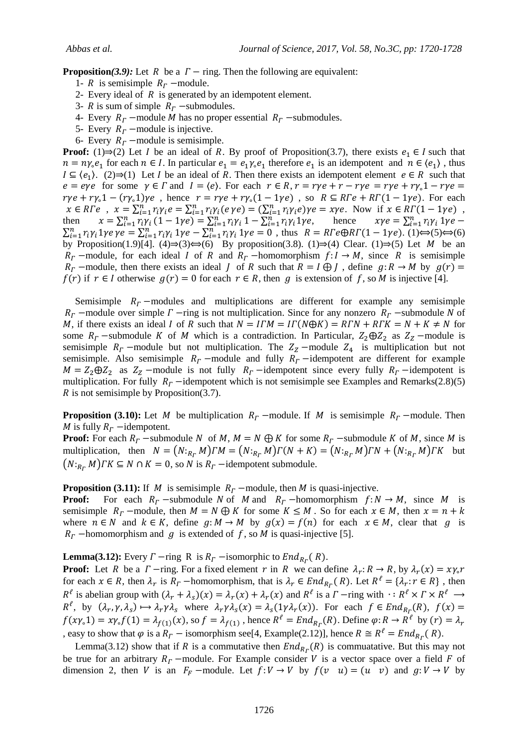**Proposition(3.9):** Let $R$ be a $\Gamma-$ ring. Then the following are equivalent:

1- $R$ is semisimple $R_\Gamma$ −module.
2- Every ideal of $R$ is generated by an idempotent element.
3- $R$ is sum of simple $R_\Gamma$ −submodules.
4- Every $R_\Gamma$ −module $M$ has no proper essential $R_\Gamma$ −submodules.
5- Every $R_\Gamma$ −module is injective.
6- Every $R_\Gamma$ −module is semisimple.

**Proof:** (1)⇒(2) Let $I$ be an ideal of $R$. By proof of Proposition(3.7), there exists $e_1 \in I$ such that $n = n\gamma_\circ e_1$ for each $n \in I$. In particular $e_1 = e_1\gamma_\circ e_1$ therefore $e_1$ is an idempotent and $n \in \langle e_1\rangle$, thus $I \subseteq \langle e_1\rangle$. (2)⇒(1) Let $I$ be an ideal of $R$. Then there exists an idempotent element $e \in R$ such that $e = e\gamma e$ for some $\gamma \in \Gamma$ and $I = \langle e\rangle$. For each $r \in R, r = r\gamma e + r - r\gamma e = r\gamma e + r\gamma_\circ 1 - r\gamma e = r\gamma e + r\gamma_\circ 1 - (r\gamma_\circ 1)\gamma e$, hence $r = r\gamma e + r\gamma_\circ(1 - 1\gamma e)$, so $R \subseteq R\Gamma e + R\Gamma(1 - 1\gamma e)$. For each $x \in R\Gamma e$, $x = \sum_{i=1}^{n} r_i\gamma_i e = \sum_{i=1}^{n} r_i\gamma_i(e\gamma e) = (\sum_{i=1}^{n} r_i\gamma_i e)\gamma e = x\gamma e$. Now if $x \in R\Gamma(1 - 1\gamma e)$, then $x = \sum_{i=1}^{n} r_i\gamma_i(1 - 1\gamma e) = \sum_{i=1}^{n} r_i\gamma_i 1 - \sum_{i=1}^{n} r_i\gamma_i 1\gamma e$, hence $x\gamma e = \sum_{i=1}^{n} r_i\gamma_i 1\gamma e - \sum_{i=1}^{n} r_i\gamma_i 1\gamma e\gamma e = \sum_{i=1}^{n} r_i\gamma_i 1\gamma e - \sum_{i=1}^{n} r_i\gamma_i 1\gamma e = 0$, thus $R = R\Gamma e \oplus R\Gamma(1 - 1\gamma e)$. (1)⇔(5)⇔(6) by Proposition(1.9)[4]. (4)⇒(3)⇔(6) By proposition(3.8). (1)⇒(4) Clear. (1)⇒(5) Let $M$ be an $R_\Gamma$ −module, for each ideal $I$ of $R$ and $R_\Gamma$ −homomorphism $f: I \to M$, since $R$ is semisimple $R_\Gamma$ −module, then there exists an ideal $J$ of $R$ such that $R = I \oplus J$, define $g: R \to M$ by $g(r) = f(r)$ if $r \in I$ otherwise $g(r) = 0$ for each $r \in R$, then $g$ is extension of $f$, so $M$ is injective [4].

Semisimple $R_\Gamma$ −modules and multiplications are different for example any semisimple $R_\Gamma$ −module over simple $\Gamma$ −ring is not multiplication. Since for any nonzero $R_\Gamma$ −submodule $N$ of $M$, if there exists an ideal $I$ of $R$ such that $N = I\Gamma M = I\Gamma(N \oplus K) = R\Gamma N + R\Gamma K = N + K \neq N$ for some $R_\Gamma$ −submodule $K$ of $M$ which is a contradiction. In Particular, $Z_2 \oplus Z_2$ as $Z_Z$ −module is semisimple $R_\Gamma$ −module but not multiplication. The $Z_Z$ −module $Z_4$ is multiplication but not semisimple. Also semisimple $R_\Gamma$ −module and fully $R_\Gamma$ −idempotent are different for example $M = Z_2 \oplus Z_2$ as $Z_Z$ −module is not fully $R_\Gamma$ −idempotent since every fully $R_\Gamma$ −idempotent is multiplication. For fully $R_\Gamma$ −idempotent which is not semisimple see Examples and Remarks(2.8)(5) $R$ is not semisimple by Proposition(3.7).

**Proposition (3.10):** Let $M$ be multiplication $R_\Gamma$ −module. If $M$ is semisimple $R_\Gamma$ −module. Then $M$ is fully $R_\Gamma$ −idempotent.

**Proof:** For each $R_\Gamma$ −submodule $N$ of $M$, $M = N \oplus K$ for some $R_\Gamma$ −submodule $K$ of $M$, since $M$ is multiplication, then $N = (N:_{R_\Gamma} M)\Gamma M = (N:_{R_\Gamma} M)\Gamma(N + K) = (N:_{R_\Gamma} M)\Gamma N + (N:_{R_\Gamma} M)\Gamma K$ but $(N:_{R_\Gamma} M)\Gamma K \subseteq N \cap K = 0$, so $N$ is $R_\Gamma$ −idempotent submodule.

**Proposition (3.11):** If $M$ is semisimple $R_\Gamma$ −module, then $M$ is quasi-injective.

**Proof:** For each $R_\Gamma$ −submodule $N$ of $M$ and $R_\Gamma$ −homomorphism $f: N \to M$, since $M$ is semisimple $R_\Gamma$ −module, then $M = N \oplus K$ for some $K \leq M$. So for each $x \in M$, then $x = n + k$ where $n \in N$ and $k \in K$, define $g: M \to M$ by $g(x) = f(n)$ for each $x \in M$, clear that $g$ is $R_\Gamma$ −homomorphism and $g$ is extended of $f$, so $M$ is quasi-injective [5].

**Lemma(3.12):** Every $\Gamma$ −ring R is $R_\Gamma$ −isomorphic to $End_{R_\Gamma}(R)$.

**Proof:** Let $R$ be a $\Gamma$ −ring. For a fixed element $r$ in $R$ we can define $\lambda_r: R \to R$, by $\lambda_r(x) = x\gamma_\circ r$ for each $x \in R$, then $\lambda_r$ is $R_\Gamma$ −homomorphism, that is $\lambda_r \in End_{R_\Gamma}(R)$. Let $R^\ell = \{\lambda_r: r \in R\}$, then $R^\ell$ is abelian group with $(\lambda_r + \lambda_s)(x) = \lambda_r(x) + \lambda_r(x)$ and $R^\ell$ is a $\Gamma$ −ring with $\cdot: R^\ell \times \Gamma \times R^\ell \longrightarrow R^\ell$, by $(\lambda_r, \gamma, \lambda_s) \mapsto \lambda_r\gamma\lambda_s$ where $\lambda_r\gamma\lambda_s(x) = \lambda_s(1\gamma\lambda_r(x))$. For each $f \in End_{R_\Gamma}(R)$, $f(x) = f(x\gamma_\circ 1) = x\gamma_\circ f(1) = \lambda_{f(1)}(x)$, so $f = \lambda_{f(1)}$, hence $R^\ell = End_{R_\Gamma}(R)$. Define $\varphi: R \to R^\ell$ by $(r) = \lambda_r$, easy to show that $\varphi$ is a $R_\Gamma$ − isomorphism see[4, Example(2.12)], hence $R \cong R^\ell = End_{R_\Gamma}(R)$.

Lemma(3.12) show that if $R$ is a commutative then $End_{R_\Gamma}(R)$ is commuatative. But this may not be true for an arbitrary $R_\Gamma$ −module. For Example consider $V$ is a vector space over a field $F$ of dimension 2, then $V$ is an $F_F$ −module. Let $f: V \to V$ by $f(v \quad u) = (u \quad v)$ and $g: V \to V$ by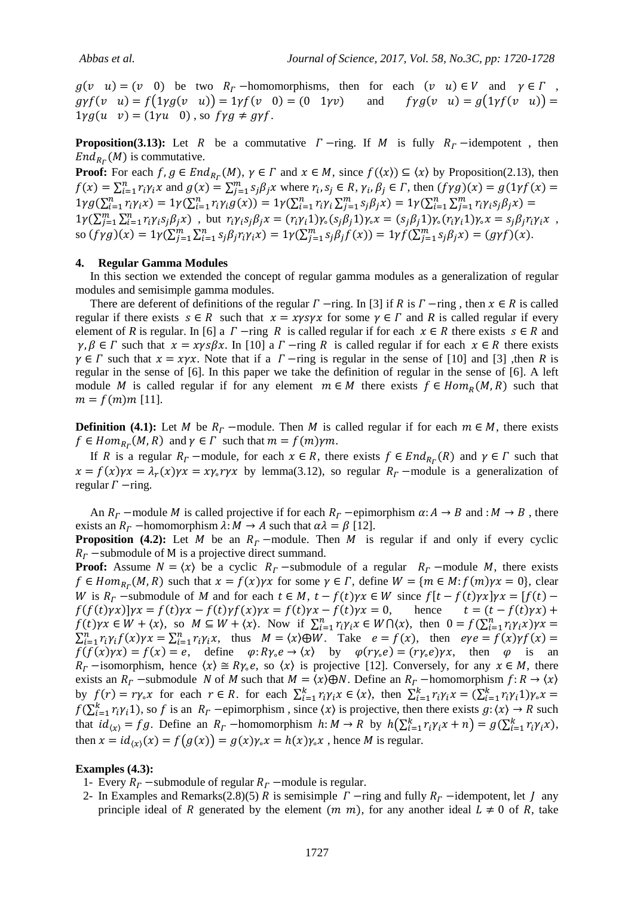$g(v \quad u) = (v \quad 0)$ be two $R_\Gamma$ −homomorphisms, then for each $(v \quad u) \in V$ and $\gamma \in \Gamma$, $g\gamma f(v \quad u) = f(1\gamma g(v \quad u)) = 1\gamma f(v \quad 0) = (0 \quad 1\gamma v)$ and $f\gamma g(v \quad u) = g(1\gamma f(v \quad u)) = 1\gamma g(u \quad v) = (1\gamma u \quad 0)$, so $f\gamma g \neq g\gamma f$.

**Proposition(3.13):** Let $R$ be a commutative $\Gamma$ −ring. If $M$ is fully $R_\Gamma$ −idempotent , then $End_{R_\Gamma}(M)$ is commutative.

**Proof:** For each $f, g \in End_{R_\Gamma}(M)$, $\gamma \in \Gamma$ and $x \in M$, since $f(\langle x\rangle) \subseteq \langle x\rangle$ by Proposition(2.13), then $f(x) = \sum_{i=1}^{n} r_i\gamma_i x$ and $g(x) = \sum_{j=1}^{m} s_j\beta_j x$ where $r_i, s_j \in R$, $\gamma_i, \beta_j \in \Gamma$, then $(f\gamma g)(x) = g(1\gamma f(x)) = 1\gamma g(\sum_{i=1}^{n} r_i\gamma_i x) = 1\gamma(\sum_{i=1}^{n} r_i\gamma_i g(x)) = 1\gamma(\sum_{i=1}^{n} r_i\gamma_i \sum_{j=1}^{m} s_j\beta_j x) = 1\gamma(\sum_{i=1}^{n}\sum_{j=1}^{m} r_i\gamma_i s_j\beta_j x) = 1\gamma(\sum_{j=1}^{m}\sum_{i=1}^{n} r_i\gamma_i s_j\beta_j x)$ , but $r_i\gamma_i s_j\beta_j x = (r_i\gamma_i 1)\gamma_\circ(s_j\beta_j 1)\gamma_\circ x = (s_j\beta_j 1)\gamma_\circ(r_i\gamma_i 1)\gamma_\circ x = s_j\beta_j r_i\gamma_i x$ , so $(f\gamma g)(x) = 1\gamma(\sum_{j=1}^{m}\sum_{i=1}^{n} s_j\beta_j r_i\gamma_i x) = 1\gamma(\sum_{j=1}^{m} s_j\beta_j f(x)) = 1\gamma f(\sum_{j=1}^{m} s_j\beta_j x) = (g\gamma f)(x)$.

## 4. Regular Gamma Modules

In this section we extended the concept of regular gamma modules as a generalization of regular modules and semisimple gamma modules.

There are deferent of definitions of the regular $\Gamma$ −ring. In [3] if $R$ is $\Gamma$ −ring , then $x \in R$ is called regular if there exists $s \in R$ such that $x = x\gamma s\gamma x$ for some $\gamma \in \Gamma$ and $R$ is called regular if every element of $R$ is regular. In [6] a $\Gamma$ −ring $R$ is called regular if for each $x \in R$ there exists $s \in R$ and $\gamma, \beta \in \Gamma$ such that $x = x\gamma s\beta x$. In [10] a $\Gamma$ −ring $R$ is called regular if for each $x \in R$ there exists $\gamma \in \Gamma$ such that $x = x\gamma x$. Note that if a $\Gamma$ −ring is regular in the sense of [10] and [3] ,then $R$ is regular in the sense of [6]. In this paper we take the definition of regular in the sense of [6]. A left module $M$ is called regular if for any element $m \in M$ there exists $f \in Hom_R(M, R)$ such that $m = f(m)m$ [11].

**Definition (4.1):** Let $M$ be $R_\Gamma$ −module. Then $M$ is called regular if for each $m \in M$, there exists $f \in Hom_{R_\Gamma}(M, R)$ and $\gamma \in \Gamma$ such that $m = f(m)\gamma m$.

If $R$ is a regular $R_\Gamma$ −module, for each $x \in R$, there exists $f \in End_{R_\Gamma}(R)$ and $\gamma \in \Gamma$ such that $x = f(x)\gamma x = \lambda_r(x)\gamma x = x\gamma_\circ r\gamma x$ by lemma(3.12), so regular $R_\Gamma$ −module is a generalization of regular $\Gamma$ −ring.

An $R_\Gamma$ −module $M$ is called projective if for each $R_\Gamma$ −epimorphism $\alpha: A \to B$ and $: M \to B$ , there exists an $R_\Gamma$ −homomorphism $\lambda: M \to A$ such that $\alpha\lambda = \beta$ [12].

**Proposition (4.2):** Let $M$ be an $R_\Gamma$ −module. Then $M$ is regular if and only if every cyclic $R_\Gamma$ −submodule of M is a projective direct summand.

**Proof:** Assume $N = \langle x\rangle$ be a cyclic $R_\Gamma$ −submodule of a regular $R_\Gamma$ −module $M$, there exists $f \in Hom_{R_\Gamma}(M, R)$ such that $x = f(x)\gamma x$ for some $\gamma \in \Gamma$, define $W = \{m \in M: f(m)\gamma x = 0\}$, clear $W$ is $R_\Gamma$ −submodule of $M$ and for each $t \in M$, $t - f(t)\gamma x \in W$ since $f[t - f(t)\gamma x]\gamma x = [f(t) - f(f(t)\gamma x)]\gamma x = f(t)\gamma x - f(t)\gamma f(x)\gamma x = f(t)\gamma x - f(t)\gamma x = 0$, hence $t = (t - f(t)\gamma x) + f(t)\gamma x \in W + \langle x\rangle$, so $M \subseteq W + \langle x\rangle$. Now if $\sum_{i=1}^{n} r_i\gamma_i x \in W \cap \langle x\rangle$, then $0 = f(\sum_{i=1}^{n} r_i\gamma_i x)\gamma x = \sum_{i=1}^{n} r_i\gamma_i f(x)\gamma x = \sum_{i=1}^{n} r_i\gamma_i x$, thus $M = \langle x\rangle \oplus W$. Take $e = f(x)$, then $e\gamma e = f(x)\gamma f(x) = f(f(x)\gamma x) = f(x) = e$, define $\varphi: R\gamma_\circ e \to \langle x\rangle$ by $\varphi(r\gamma_\circ e) = (r\gamma_\circ e)\gamma x$, then $\varphi$ is an $R_\Gamma$ −isomorphism, hence $\langle x\rangle \cong R\gamma_\circ e$, so $\langle x\rangle$ is projective [12]. Conversely, for any $x \in M$, there exists an $R_\Gamma$ −submodule $N$ of $M$ such that $M = \langle x\rangle \oplus N$. Define an $R_\Gamma$ −homomorphism $f: R \to \langle x\rangle$ by $f(r) = r\gamma_\circ x$ for each $r \in R$. for each $\sum_{i=1}^{k} r_i\gamma_i x \in \langle x\rangle$, then $\sum_{i=1}^{k} r_i\gamma_i x = (\sum_{i=1}^{k} r_i\gamma_i 1)\gamma_\circ x = f(\sum_{i=1}^{k} r_i\gamma_i 1)$, so $f$ is an $R_\Gamma$ −epimorphism , since $\langle x\rangle$ is projective, then there exists $g: \langle x\rangle \to R$ such that $id_{\langle x\rangle} = fg$. Define an $R_\Gamma$ −homomorphism $h: M \to R$ by $h(\sum_{i=1}^{k} r_i\gamma_i x + n) = g(\sum_{i=1}^{k} r_i\gamma_i x)$, then $x = id_{\langle x\rangle}(x) = f(g(x)) = g(x)\gamma_\circ x = h(x)\gamma_\circ x$ , hence $M$ is regular.

**Examples (4.3):**

1- Every $R_\Gamma$ −submodule of regular $R_\Gamma$ −module is regular.

2- In Examples and Remarks(2.8)(5) $R$ is semisimple $\Gamma$ −ring and fully $R_\Gamma$ −idempotent, let $J$ any principle ideal of $R$ generated by the element $(m \quad m)$, for any another ideal $L \neq 0$ of $R$, take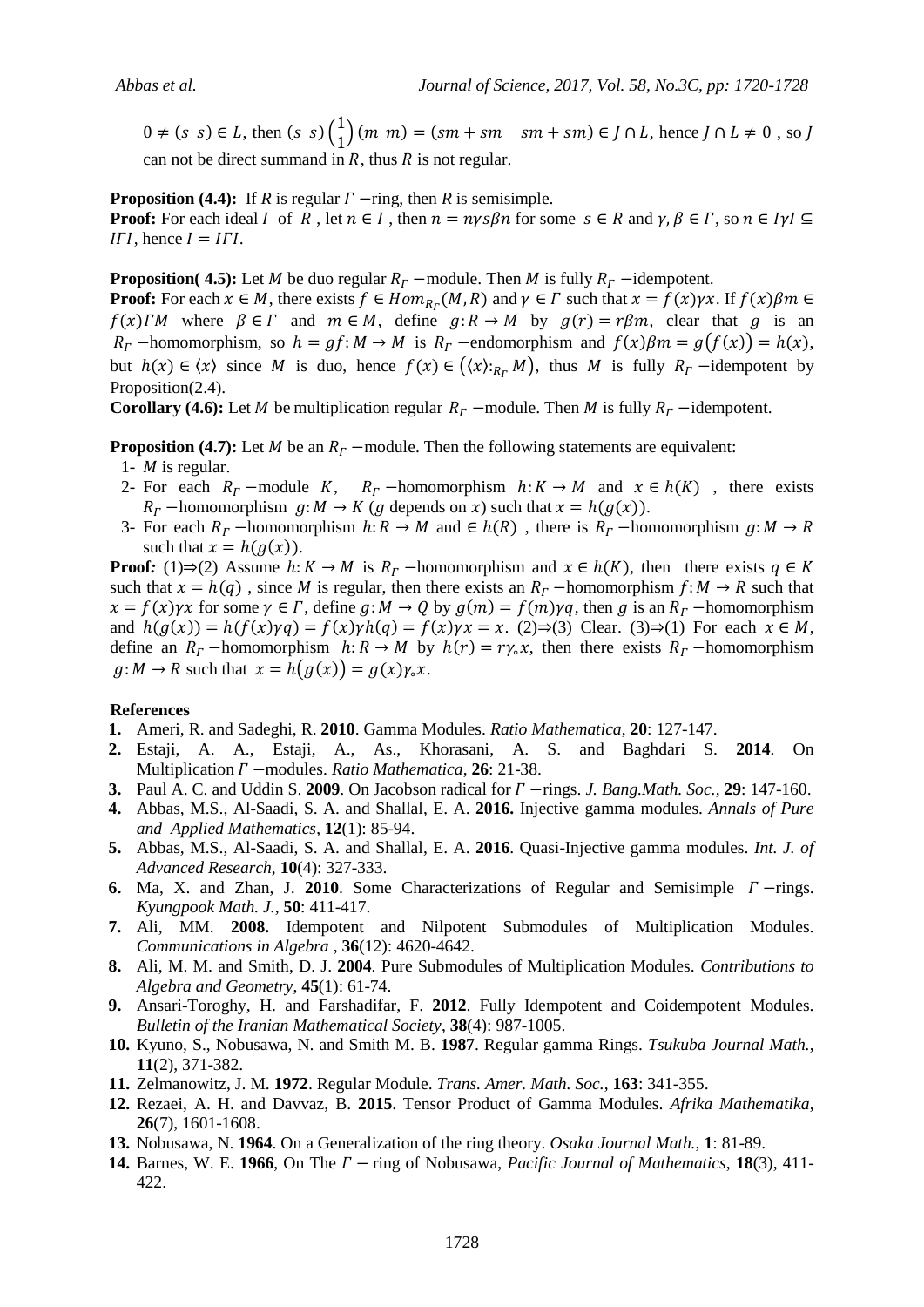$0 \neq (s\ \ s) \in L$, then $(s\ \ s)\begin{pmatrix}1\\1\end{pmatrix}(m\ \ m) = (sm + sm \quad sm + sm) \in J \cap L$, hence $J \cap L \neq 0$ , so $J$ can not be direct summand in $R$, thus $R$ is not regular.

**Proposition (4.4):** If $R$ is regular $\Gamma$ −ring, then $R$ is semisimple.

**Proof:** For each ideal $I$ of $R$ , let $n \in I$ , then $n = n\gamma s\beta n$ for some $s \in R$ and $\gamma, \beta \in \Gamma$, so $n \in I\gamma I \subseteq I\Gamma I$, hence $I = I\Gamma I$.

**Proposition( 4.5):** Let $M$ be duo regular $R_\Gamma$ −module. Then $M$ is fully $R_\Gamma$ −idempotent.

**Proof:** For each $x \in M$, there exists $f \in Hom_{R_\Gamma}(M, R)$ and $\gamma \in \Gamma$ such that $x = f(x)\gamma x$. If $f(x)\beta m \in f(x)\Gamma M$ where $\beta \in \Gamma$ and $m \in M$, define $g: R \to M$ by $g(r) = r\beta m$, clear that $g$ is an $R_\Gamma$ −homomorphism, so $h = gf: M \to M$ is $R_\Gamma$ −endomorphism and $f(x)\beta m = g(f(x)) = h(x)$, but $h(x) \in \langle x \rangle$ since $M$ is duo, hence $f(x) \in (\langle x \rangle :_{R_\Gamma} M)$, thus $M$ is fully $R_\Gamma$ −idempotent by Proposition(2.4).

**Corollary (4.6):** Let $M$ be multiplication regular $R_\Gamma$ −module. Then $M$ is fully $R_\Gamma$ −idempotent.

**Proposition (4.7):** Let $M$ be an $R_\Gamma$ −module. Then the following statements are equivalent:

1- $M$ is regular.

2- For each $R_\Gamma$ −module $K$, $R_\Gamma$ −homomorphism $h: K \to M$ and $x \in h(K)$ , there exists $R_\Gamma$ −homomorphism $g: M \to K$ ($g$ depends on $x$) such that $x = h(g(x))$.

3- For each $R_\Gamma$ −homomorphism $h: R \to M$ and $\in h(R)$ , there is $R_\Gamma$ −homomorphism $g: M \to R$ such that $x = h(g(x))$.

**Proof:** (1)⇒(2) Assume $h: K \to M$ is $R_\Gamma$ −homomorphism and $x \in h(K)$, then there exists $q \in K$ such that $x = h(q)$ , since $M$ is regular, then there exists an $R_\Gamma$ −homomorphism $f: M \to R$ such that $x = f(x)\gamma x$ for some $\gamma \in \Gamma$, define $g: M \to Q$ by $g(m) = f(m)\gamma q$, then $g$ is an $R_\Gamma$ −homomorphism and $h(g(x)) = h(f(x)\gamma q) = f(x)\gamma h(q) = f(x)\gamma x = x$. (2)⇒(3) Clear. (3)⇒(1) For each $x \in M$, define an $R_\Gamma$ −homomorphism $h: R \to M$ by $h(r) = r\gamma_\circ x$, then there exists $R_\Gamma$ −homomorphism $g: M \to R$ such that $x = h(g(x)) = g(x)\gamma_\circ x$.

## References

1. Ameri, R. and Sadeghi, R. **2010**. Gamma Modules. *Ratio Mathematica*, **20**: 127-147.
2. Estaji, A. A., Estaji, A., As., Khorasani, A. S. and Baghdari S. **2014**. On Multiplication $\Gamma$ −modules. *Ratio Mathematica*, **26**: 21-38.
3. Paul A. C. and Uddin S. **2009**. On Jacobson radical for $\Gamma$ −rings. *J. Bang.Math. Soc.*, **29**: 147-160.
4. Abbas, M.S., Al-Saadi, S. A. and Shallal, E. A. **2016.** Injective gamma modules. *Annals of Pure and Applied Mathematics*, **12**(1): 85-94.
5. Abbas, M.S., Al-Saadi, S. A. and Shallal, E. A. **2016**. Quasi-Injective gamma modules. *Int. J. of Advanced Research*, **10**(4): 327-333.
6. Ma, X. and Zhan, J. **2010**. Some Characterizations of Regular and Semisimple $\Gamma$ −rings. *Kyungpook Math. J.*, **50**: 411-417.
7. Ali, MM. **2008.** Idempotent and Nilpotent Submodules of Multiplication Modules. *Communications in Algebra* , **36**(12): 4620-4642.
8. Ali, M. M. and Smith, D. J. **2004**. Pure Submodules of Multiplication Modules. *Contributions to Algebra and Geometry*, **45**(1): 61-74.
9. Ansari-Toroghy, H. and Farshadifar, F. **2012**. Fully Idempotent and Coidempotent Modules. *Bulletin of the Iranian Mathematical Society*, **38**(4): 987-1005.
10. Kyuno, S., Nobusawa, N. and Smith M. B. **1987**. Regular gamma Rings. *Tsukuba Journal Math.*, **11**(2), 371-382.
11. Zelmanowitz, J. M. **1972**. Regular Module. *Trans. Amer. Math. Soc.*, **163**: 341-355.
12. Rezaei, A. H. and Davvaz, B. **2015**. Tensor Product of Gamma Modules. *Afrika Mathematika*, **26**(7), 1601-1608.
13. Nobusawa, N. **1964**. On a Generalization of the ring theory. *Osaka Journal Math.*, **1**: 81-89.
14. Barnes, W. E. **1966**, On The $\Gamma$ − ring of Nobusawa, *Pacific Journal of Mathematics*, **18**(3), 411-422.